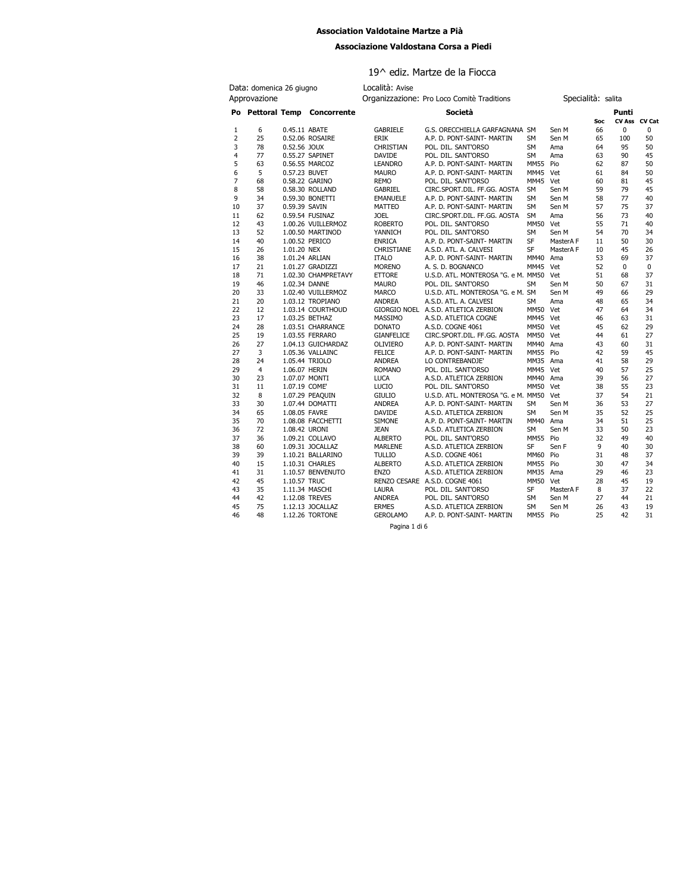**Association Valdotaine Martze a Pià**

**Associazione Valdostana Corsa a Piedi**

## 19^ ediz. Martze de la Fiocca

Data: domenica 26 giugno
Località: Avise
Approvazione
Organizzazione: Pro Loco Comitè Traditions
Specialità: salita

| Po | Pettoral | Temp | Concorrente | | Società | | | Punti Soc | CV Ass | CV Cat |
|---|---|---|---|---|---|---|---|---|---|---|
| 1 | 6 | 0.45.11 | ABATE | GABRIELE | G.S. ORECCHIELLA GARFAGNANA | SM | Sen M | 66 | 0 | 0 |
| 2 | 25 | 0.52.06 | ROSAIRE | ERIK | A.P. D. PONT-SAINT- MARTIN | SM | Sen M | 65 | 100 | 50 |
| 3 | 78 | 0.52.56 | JOUX | CHRISTIAN | POL. DIL. SANT'ORSO | SM | Ama | 64 | 95 | 50 |
| 4 | 77 | 0.55.27 | SAPINET | DAVIDE | POL. DIL. SANT'ORSO | SM | Ama | 63 | 90 | 45 |
| 5 | 63 | 0.56.55 | MARCOZ | LEANDRO | A.P. D. PONT-SAINT- MARTIN | MM55 | Pio | 62 | 87 | 50 |
| 6 | 5 | 0.57.23 | BUVET | MAURO | A.P. D. PONT-SAINT- MARTIN | MM45 | Vet | 61 | 84 | 50 |
| 7 | 68 | 0.58.22 | GARINO | REMO | POL. DIL. SANT'ORSO | MM45 | Vet | 60 | 81 | 45 |
| 8 | 58 | 0.58.30 | ROLLAND | GABRIEL | CIRC.SPORT.DIL. FF.GG. AOSTA | SM | Sen M | 59 | 79 | 45 |
| 9 | 34 | 0.59.30 | BONETTI | EMANUELE | A.P. D. PONT-SAINT- MARTIN | SM | Sen M | 58 | 77 | 40 |
| 10 | 37 | 0.59.39 | SAVIN | MATTEO | A.P. D. PONT-SAINT- MARTIN | SM | Sen M | 57 | 75 | 37 |
| 11 | 62 | 0.59.54 | FUSINAZ | JOEL | CIRC.SPORT.DIL. FF.GG. AOSTA | SM | Ama | 56 | 73 | 40 |
| 12 | 43 | 1.00.26 | VUILLERMOZ | ROBERTO | POL. DIL. SANT'ORSO | MM50 | Vet | 55 | 71 | 40 |
| 13 | 52 | 1.00.50 | MARTINOD | YANNICH | POL. DIL. SANT'ORSO | SM | Sen M | 54 | 70 | 34 |
| 14 | 40 | 1.00.52 | PERICO | ENRICA | A.P. D. PONT-SAINT- MARTIN | SF | MasterA F | 11 | 50 | 30 |
| 15 | 26 | 1.01.20 | NEX | CHRISTIANE | A.S.D. ATL. A. CALVESI | SF | MasterA F | 10 | 45 | 26 |
| 16 | 38 | 1.01.24 | ARLIAN | ITALO | A.P. D. PONT-SAINT- MARTIN | MM40 | Ama | 53 | 69 | 37 |
| 17 | 21 | 1.01.27 | GRADIZZI | MORENO | A. S. D. BOGNANCO | MM45 | Vet | 52 | 0 | 0 |
| 18 | 71 | 1.02.30 | CHAMPRETAVY | ETTORE | U.S.D. ATL. MONTEROSA "G. e M. | MM50 | Vet | 51 | 68 | 37 |
| 19 | 46 | 1.02.34 | DANNE | MAURO | POL. DIL. SANT'ORSO | SM | Sen M | 50 | 67 | 31 |
| 20 | 33 | 1.02.40 | VUILLERMOZ | MARCO | U.S.D. ATL. MONTEROSA "G. e M. | SM | Sen M | 49 | 66 | 29 |
| 21 | 20 | 1.03.12 | TROPIANO | ANDREA | A.S.D. ATL. A. CALVESI | SM | Ama | 48 | 65 | 34 |
| 22 | 12 | 1.03.14 | COURTHOUD | GIORGIO NOEL | A.S.D. ATLETICA ZERBION | MM50 | Vet | 47 | 64 | 34 |
| 23 | 17 | 1.03.25 | BETHAZ | MASSIMO | A.S.D. ATLETICA COGNE | MM45 | Vet | 46 | 63 | 31 |
| 24 | 28 | 1.03.51 | CHARRANCE | DONATO | A.S.D. COGNE 4061 | MM50 | Vet | 45 | 62 | 29 |
| 25 | 19 | 1.03.55 | FERRARO | GIANFELICE | CIRC.SPORT.DIL. FF.GG. AOSTA | MM50 | Vet | 44 | 61 | 27 |
| 26 | 27 | 1.04.13 | GUICHARDAZ | OLIVIERO | A.P. D. PONT-SAINT- MARTIN | MM40 | Ama | 43 | 60 | 31 |
| 27 | 3 | 1.05.36 | VALLAINC | FELICE | A.P. D. PONT-SAINT- MARTIN | MM55 | Pio | 42 | 59 | 45 |
| 28 | 24 | 1.05.44 | TRIOLO | ANDREA | LO CONTREBANDJE' | MM35 | Ama | 41 | 58 | 29 |
| 29 | 4 | 1.06.07 | HERIN | ROMANO | POL. DIL. SANT'ORSO | MM45 | Vet | 40 | 57 | 25 |
| 30 | 23 | 1.07.07 | MONTI | LUCA | A.S.D. ATLETICA ZERBION | MM40 | Ama | 39 | 56 | 27 |
| 31 | 11 | 1.07.19 | COME' | LUCIO | POL. DIL. SANT'ORSO | MM50 | Vet | 38 | 55 | 23 |
| 32 | 8 | 1.07.29 | PEAQUIN | GIULIO | U.S.D. ATL. MONTEROSA "G. e M. | MM50 | Vet | 37 | 54 | 21 |
| 33 | 30 | 1.07.44 | DOMATTI | ANDREA | A.P. D. PONT-SAINT- MARTIN | SM | Sen M | 36 | 53 | 27 |
| 34 | 65 | 1.08.05 | FAVRE | DAVIDE | A.S.D. ATLETICA ZERBION | SM | Sen M | 35 | 52 | 25 |
| 35 | 70 | 1.08.08 | FACCHETTI | SIMONE | A.P. D. PONT-SAINT- MARTIN | MM40 | Ama | 34 | 51 | 25 |
| 36 | 72 | 1.08.42 | URONI | JEAN | A.S.D. ATLETICA ZERBION | SM | Sen M | 33 | 50 | 23 |
| 37 | 36 | 1.09.21 | COLLAVO | ALBERTO | POL. DIL. SANT'ORSO | MM55 | Pio | 32 | 49 | 40 |
| 38 | 60 | 1.09.31 | JOCALLAZ | MARLENE | A.S.D. ATLETICA ZERBION | SF | Sen F | 9 | 40 | 30 |
| 39 | 39 | 1.10.21 | BALLARINO | TULLIO | A.S.D. COGNE 4061 | MM60 | Pio | 31 | 48 | 37 |
| 40 | 15 | 1.10.31 | CHARLES | ALBERTO | A.S.D. ATLETICA ZERBION | MM55 | Pio | 30 | 47 | 34 |
| 41 | 31 | 1.10.57 | BENVENUTO | ENZO | A.S.D. ATLETICA ZERBION | MM35 | Ama | 29 | 46 | 23 |
| 42 | 45 | 1.10.57 | TRUC | RENZO CESARE | A.S.D. COGNE 4061 | MM50 | Vet | 28 | 45 | 19 |
| 43 | 35 | 1.11.34 | MASCHI | LAURA | POL. DIL. SANT'ORSO | SF | MasterA F | 8 | 37 | 22 |
| 44 | 42 | 1.12.08 | TREVES | ANDREA | POL. DIL. SANT'ORSO | SM | Sen M | 27 | 44 | 21 |
| 45 | 75 | 1.12.13 | JOCALLAZ | ERMES | A.S.D. ATLETICA ZERBION | SM | Sen M | 26 | 43 | 19 |
| 46 | 48 | 1.12.26 | TORTONE | GEROLAMO | A.P. D. PONT-SAINT- MARTIN | MM55 | Pio | 25 | 42 | 31 |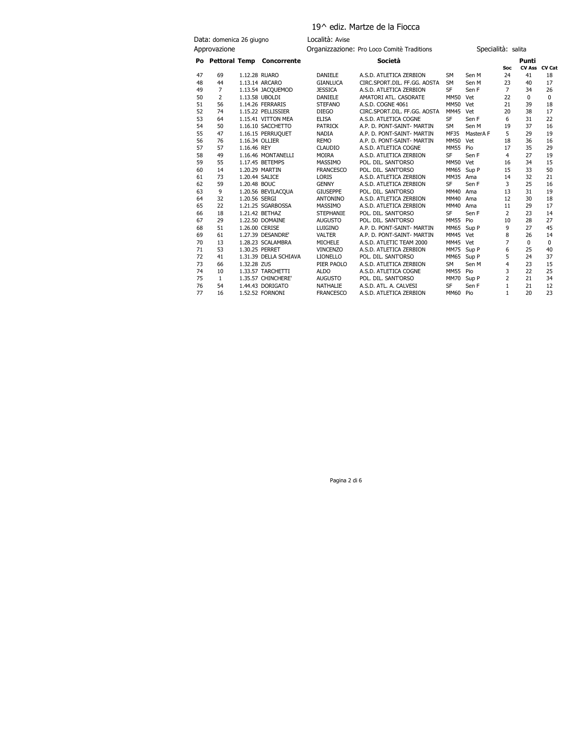# 19^ ediz. Martze de la Fiocca

Data: domenica 26 giugno | Località: Avise
Approvazione | Organizzazione: Pro Loco Comitè Traditions | Specialità: salita

| Po | Pettoral | Temp | Concorrente | | Società | | | Punti Soc | CV Ass | CV Cat |
|---|---|---|---|---|---|---|---|---|---|---|
| 47 | 69 | 1.12.28 | RUARO | DANIELE | A.S.D. ATLETICA ZERBION | SM | Sen M | 24 | 41 | 18 |
| 48 | 44 | 1.13.14 | ARCARO | GIANLUCA | CIRC.SPORT.DIL. FF.GG. AOSTA | SM | Sen M | 23 | 40 | 17 |
| 49 | 7 | 1.13.54 | JACQUEMOD | JESSICA | A.S.D. ATLETICA ZERBION | SF | Sen F | 7 | 34 | 26 |
| 50 | 2 | 1.13.58 | UBOLDI | DANIELE | AMATORI ATL. CASORATE | MM50 | Vet | 22 | 0 | 0 |
| 51 | 56 | 1.14.26 | FERRARIS | STEFANO | A.S.D. COGNE 4061 | MM50 | Vet | 21 | 39 | 18 |
| 52 | 74 | 1.15.22 | PELLISSIER | DIEGO | CIRC.SPORT.DIL. FF.GG. AOSTA | MM45 | Vet | 20 | 38 | 17 |
| 53 | 64 | 1.15.41 | VITTON MEA | ELISA | A.S.D. ATLETICA COGNE | SF | Sen F | 6 | 31 | 22 |
| 54 | 50 | 1.16.10 | SACCHETTO | PATRICK | A.P. D. PONT-SAINT- MARTIN | SM | Sen M | 19 | 37 | 16 |
| 55 | 47 | 1.16.15 | PERRUQUET | NADIA | A.P. D. PONT-SAINT- MARTIN | MF35 | MasterA F | 5 | 29 | 19 |
| 56 | 76 | 1.16.34 | OLLIER | REMO | A.P. D. PONT-SAINT- MARTIN | MM50 | Vet | 18 | 36 | 16 |
| 57 | 57 | 1.16.46 | REY | CLAUDIO | A.S.D. ATLETICA COGNE | MM55 | Pio | 17 | 35 | 29 |
| 58 | 49 | 1.16.46 | MONTANELLI | MOIRA | A.S.D. ATLETICA ZERBION | SF | Sen F | 4 | 27 | 19 |
| 59 | 55 | 1.17.45 | BETEMPS | MASSIMO | POL. DIL. SANT'ORSO | MM50 | Vet | 16 | 34 | 15 |
| 60 | 14 | 1.20.29 | MARTIN | FRANCESCO | POL. DIL. SANT'ORSO | MM65 | Sup P | 15 | 33 | 50 |
| 61 | 73 | 1.20.44 | SALICE | LORIS | A.S.D. ATLETICA ZERBION | MM35 | Ama | 14 | 32 | 21 |
| 62 | 59 | 1.20.48 | BOUC | GENNY | A.S.D. ATLETICA ZERBION | SF | Sen F | 3 | 25 | 16 |
| 63 | 9 | 1.20.56 | BEVILACQUA | GIUSEPPE | POL. DIL. SANT'ORSO | MM40 | Ama | 13 | 31 | 19 |
| 64 | 32 | 1.20.56 | SERGI | ANTONINO | A.S.D. ATLETICA ZERBION | MM40 | Ama | 12 | 30 | 18 |
| 65 | 22 | 1.21.25 | SGARBOSSA | MASSIMO | A.S.D. ATLETICA ZERBION | MM40 | Ama | 11 | 29 | 17 |
| 66 | 18 | 1.21.42 | BETHAZ | STEPHANIE | POL. DIL. SANT'ORSO | SF | Sen F | 2 | 23 | 14 |
| 67 | 29 | 1.22.50 | DOMAINE | AUGUSTO | POL. DIL. SANT'ORSO | MM55 | Pio | 10 | 28 | 27 |
| 68 | 51 | 1.26.00 | CERISE | LUIGINO | A.P. D. PONT-SAINT- MARTIN | MM65 | Sup P | 9 | 27 | 45 |
| 69 | 61 | 1.27.39 | DESANDRE' | VALTER | A.P. D. PONT-SAINT- MARTIN | MM45 | Vet | 8 | 26 | 14 |
| 70 | 13 | 1.28.23 | SCALAMBRA | MICHELE | A.S.D. ATLETIC TEAM 2000 | MM45 | Vet | 7 | 0 | 0 |
| 71 | 53 | 1.30.25 | PERRET | VINCENZO | A.S.D. ATLETICA ZERBION | MM75 | Sup P | 6 | 25 | 40 |
| 72 | 41 | 1.31.39 | DELLA SCHIAVA | LIONELLO | POL. DIL. SANT'ORSO | MM65 | Sup P | 5 | 24 | 37 |
| 73 | 66 | 1.32.28 | ZUS | PIER PAOLO | A.S.D. ATLETICA ZERBION | SM | Sen M | 4 | 23 | 15 |
| 74 | 10 | 1.33.57 | TARCHETTI | ALDO | A.S.D. ATLETICA COGNE | MM55 | Pio | 3 | 22 | 25 |
| 75 | 1 | 1.35.57 | CHINCHERE' | AUGUSTO | POL. DIL. SANT'ORSO | MM70 | Sup P | 2 | 21 | 34 |
| 76 | 54 | 1.44.43 | DORIGATO | NATHALIE | A.S.D. ATL. A. CALVESI | SF | Sen F | 1 | 21 | 12 |
| 77 | 16 | 1.52.52 | FORNONI | FRANCESCO | A.S.D. ATLETICA ZERBION | MM60 | Pio | 1 | 20 | 23 |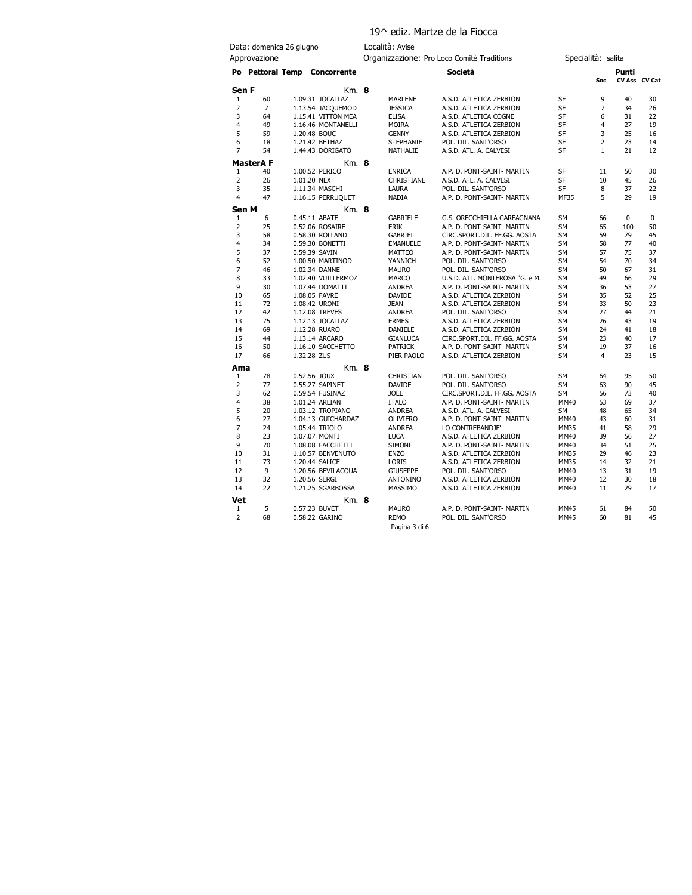# 19^ ediz. Martze de la Fiocca

Data: domenica 26 giugno | Località: Avise
Approvazione | Organizzazione: Pro Loco Comitè Traditions | Specialità: salita

| Po | Pettoral | Temp | Concorrente | | Società | | Soc | CV Ass | CV Cat |
|---|---|---|---|---|---|---|---|---|---|
| | | | | | | | | Punti | |
| **Sen F** | | | **Km. 8** | | | | | | |
| 1 | 60 | 1.09.31 | JOCALLAZ | MARLENE | A.S.D. ATLETICA ZERBION | SF | 9 | 40 | 30 |
| 2 | 7 | 1.13.54 | JACQUEMOD | JESSICA | A.S.D. ATLETICA ZERBION | SF | 7 | 34 | 26 |
| 3 | 64 | 1.15.41 | VITTON MEA | ELISA | A.S.D. ATLETICA COGNE | SF | 6 | 31 | 22 |
| 4 | 49 | 1.16.46 | MONTANELLI | MOIRA | A.S.D. ATLETICA ZERBION | SF | 4 | 27 | 19 |
| 5 | 59 | 1.20.48 | BOUC | GENNY | A.S.D. ATLETICA ZERBION | SF | 3 | 25 | 16 |
| 6 | 18 | 1.21.42 | BETHAZ | STEPHANIE | POL. DIL. SANT'ORSO | SF | 2 | 23 | 14 |
| 7 | 54 | 1.44.43 | DORIGATO | NATHALIE | A.S.D. ATL. A. CALVESI | SF | 1 | 21 | 12 |
| **MasterA F** | | | **Km. 8** | | | | | | |
| 1 | 40 | 1.00.52 | PERICO | ENRICA | A.P. D. PONT-SAINT- MARTIN | SF | 11 | 50 | 30 |
| 2 | 26 | 1.01.20 | NEX | CHRISTIANE | A.S.D. ATL. A. CALVESI | SF | 10 | 45 | 26 |
| 3 | 35 | 1.11.34 | MASCHI | LAURA | POL. DIL. SANT'ORSO | SF | 8 | 37 | 22 |
| 4 | 47 | 1.16.15 | PERRUQUET | NADIA | A.P. D. PONT-SAINT- MARTIN | MF35 | 5 | 29 | 19 |
| **Sen M** | | | **Km. 8** | | | | | | |
| 1 | 6 | 0.45.11 | ABATE | GABRIELE | G.S. ORECCHIELLA GARFAGNANA | SM | 66 | 0 | 0 |
| 2 | 25 | 0.52.06 | ROSAIRE | ERIK | A.P. D. PONT-SAINT- MARTIN | SM | 65 | 100 | 50 |
| 3 | 58 | 0.58.30 | ROLLAND | GABRIEL | CIRC.SPORT.DIL. FF.GG. AOSTA | SM | 59 | 79 | 45 |
| 4 | 34 | 0.59.30 | BONETTI | EMANUELE | A.P. D. PONT-SAINT- MARTIN | SM | 58 | 77 | 40 |
| 5 | 37 | 0.59.39 | SAVIN | MATTEO | A.P. D. PONT-SAINT- MARTIN | SM | 57 | 75 | 37 |
| 6 | 52 | 1.00.50 | MARTINOD | YANNICH | POL. DIL. SANT'ORSO | SM | 54 | 70 | 34 |
| 7 | 46 | 1.02.34 | DANNE | MAURO | POL. DIL. SANT'ORSO | SM | 50 | 67 | 31 |
| 8 | 33 | 1.02.40 | VUILLERMOZ | MARCO | U.S.D. ATL. MONTEROSA "G. e M. | SM | 49 | 66 | 29 |
| 9 | 30 | 1.07.44 | DOMATTI | ANDREA | A.P. D. PONT-SAINT- MARTIN | SM | 36 | 53 | 27 |
| 10 | 65 | 1.08.05 | FAVRE | DAVIDE | A.S.D. ATLETICA ZERBION | SM | 35 | 52 | 25 |
| 11 | 72 | 1.08.42 | URONI | JEAN | A.S.D. ATLETICA ZERBION | SM | 33 | 50 | 23 |
| 12 | 42 | 1.12.08 | TREVES | ANDREA | POL. DIL. SANT'ORSO | SM | 27 | 44 | 21 |
| 13 | 75 | 1.12.13 | JOCALLAZ | ERMES | A.S.D. ATLETICA ZERBION | SM | 26 | 43 | 19 |
| 14 | 69 | 1.12.28 | RUARO | DANIELE | A.S.D. ATLETICA ZERBION | SM | 24 | 41 | 18 |
| 15 | 44 | 1.13.14 | ARCARO | GIANLUCA | CIRC.SPORT.DIL. FF.GG. AOSTA | SM | 23 | 40 | 17 |
| 16 | 50 | 1.16.10 | SACCHETTO | PATRICK | A.P. D. PONT-SAINT- MARTIN | SM | 19 | 37 | 16 |
| 17 | 66 | 1.32.28 | ZUS | PIER PAOLO | A.S.D. ATLETICA ZERBION | SM | 4 | 23 | 15 |
| **Ama** | | | **Km. 8** | | | | | | |
| 1 | 78 | 0.52.56 | JOUX | CHRISTIAN | POL. DIL. SANT'ORSO | SM | 64 | 95 | 50 |
| 2 | 77 | 0.55.27 | SAPINET | DAVIDE | POL. DIL. SANT'ORSO | SM | 63 | 90 | 45 |
| 3 | 62 | 0.59.54 | FUSINAZ | JOEL | CIRC.SPORT.DIL. FF.GG. AOSTA | SM | 56 | 73 | 40 |
| 4 | 38 | 1.01.24 | ARLIAN | ITALO | A.P. D. PONT-SAINT- MARTIN | MM40 | 53 | 69 | 37 |
| 5 | 20 | 1.03.12 | TROPIANO | ANDREA | A.S.D. ATL. A. CALVESI | SM | 48 | 65 | 34 |
| 6 | 27 | 1.04.13 | GUICHARDAZ | OLIVIERO | A.P. D. PONT-SAINT- MARTIN | MM40 | 43 | 60 | 31 |
| 7 | 24 | 1.05.44 | TRIOLO | ANDREA | LO CONTREBANDJE' | MM35 | 41 | 58 | 29 |
| 8 | 23 | 1.07.07 | MONTI | LUCA | A.S.D. ATLETICA ZERBION | MM40 | 39 | 56 | 27 |
| 9 | 70 | 1.08.08 | FACCHETTI | SIMONE | A.P. D. PONT-SAINT- MARTIN | MM40 | 34 | 51 | 25 |
| 10 | 31 | 1.10.57 | BENVENUTO | ENZO | A.S.D. ATLETICA ZERBION | MM35 | 29 | 46 | 23 |
| 11 | 73 | 1.20.44 | SALICE | LORIS | A.S.D. ATLETICA ZERBION | MM35 | 14 | 32 | 21 |
| 12 | 9 | 1.20.56 | BEVILACQUA | GIUSEPPE | POL. DIL. SANT'ORSO | MM40 | 13 | 31 | 19 |
| 13 | 32 | 1.20.56 | SERGI | ANTONINO | A.S.D. ATLETICA ZERBION | MM40 | 12 | 30 | 18 |
| 14 | 22 | 1.21.25 | SGARBOSSA | MASSIMO | A.S.D. ATLETICA ZERBION | MM40 | 11 | 29 | 17 |
| **Vet** | | | **Km. 8** | | | | | | |
| 1 | 5 | 0.57.23 | BUVET | MAURO | A.P. D. PONT-SAINT- MARTIN | MM45 | 61 | 84 | 50 |
| 2 | 68 | 0.58.22 | GARINO | REMO | POL. DIL. SANT'ORSO | MM45 | 60 | 81 | 45 |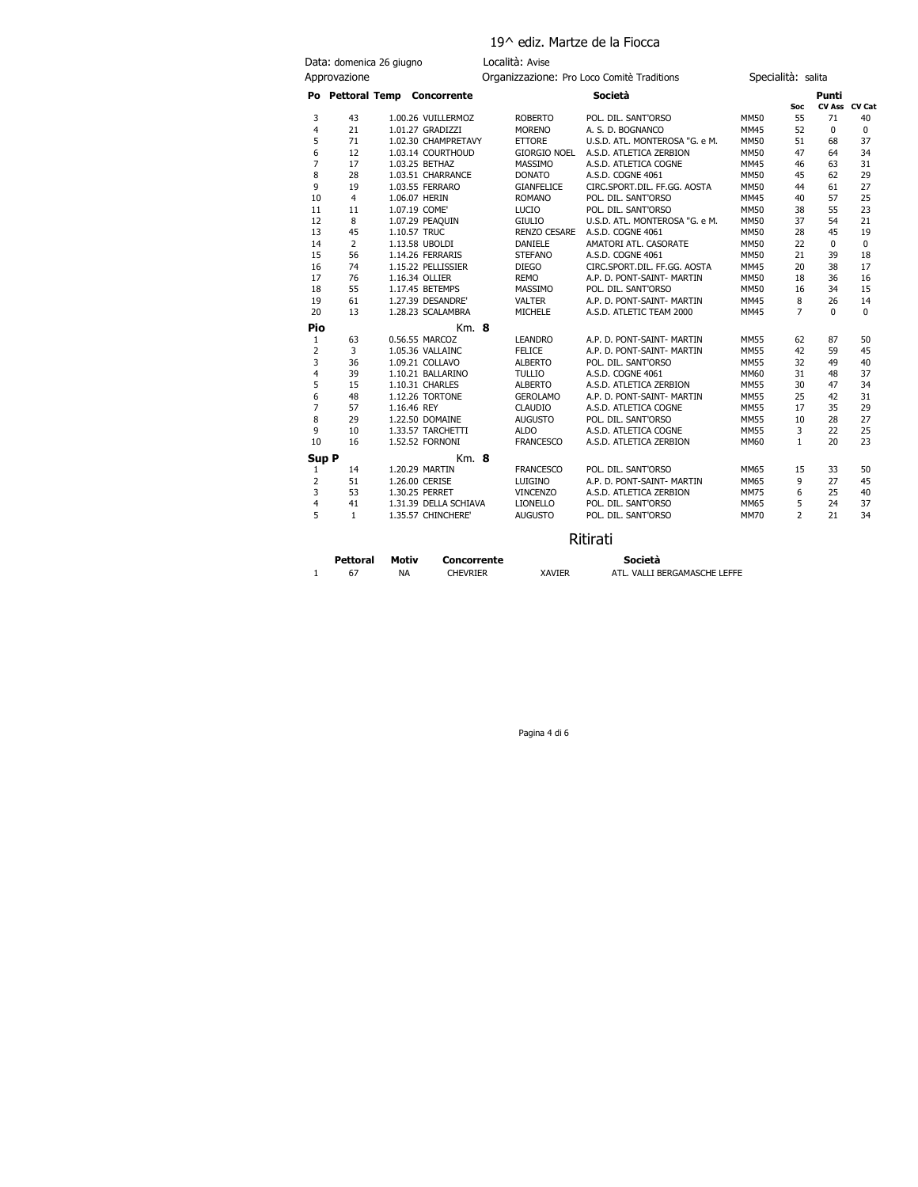# 19^ ediz. Martze de la Fiocca

Data: domenica 26 giugno | Località: Avise
Approvazione | Organizzazione: Pro Loco Comitè Traditions | Specialità: salita

| Po | Pettoral | Temp | Concorrente | | Società | | Punti Soc | CV Ass | CV Cat |
|---|---|---|---|---|---|---|---|---|---|
| 3 | 43 | 1.00.26 | VUILLERMOZ | ROBERTO | POL. DIL. SANT'ORSO | MM50 | 55 | 71 | 40 |
| 4 | 21 | 1.01.27 | GRADIZZI | MORENO | A. S. D. BOGNANCO | MM45 | 52 | 0 | 0 |
| 5 | 71 | 1.02.30 | CHAMPRETAVY | ETTORE | U.S.D. ATL. MONTEROSA "G. e M. | MM50 | 51 | 68 | 37 |
| 6 | 12 | 1.03.14 | COURTHOUD | GIORGIO NOEL | A.S.D. ATLETICA ZERBION | MM50 | 47 | 64 | 34 |
| 7 | 17 | 1.03.25 | BETHAZ | MASSIMO | A.S.D. ATLETICA COGNE | MM45 | 46 | 63 | 31 |
| 8 | 28 | 1.03.51 | CHARRANCE | DONATO | A.S.D. COGNE 4061 | MM50 | 45 | 62 | 29 |
| 9 | 19 | 1.03.55 | FERRARO | GIANFELICE | CIRC.SPORT.DIL. FF.GG. AOSTA | MM50 | 44 | 61 | 27 |
| 10 | 4 | 1.06.07 | HERIN | ROMANO | POL. DIL. SANT'ORSO | MM45 | 40 | 57 | 25 |
| 11 | 11 | 1.07.19 | COME' | LUCIO | POL. DIL. SANT'ORSO | MM50 | 38 | 55 | 23 |
| 12 | 8 | 1.07.29 | PEAQUIN | GIULIO | U.S.D. ATL. MONTEROSA "G. e M. | MM50 | 37 | 54 | 21 |
| 13 | 45 | 1.10.57 | TRUC | RENZO CESARE | A.S.D. COGNE 4061 | MM50 | 28 | 45 | 19 |
| 14 | 2 | 1.13.58 | UBOLDI | DANIELE | AMATORI ATL. CASORATE | MM50 | 22 | 0 | 0 |
| 15 | 56 | 1.14.26 | FERRARIS | STEFANO | A.S.D. COGNE 4061 | MM50 | 21 | 39 | 18 |
| 16 | 74 | 1.15.22 | PELLISSIER | DIEGO | CIRC.SPORT.DIL. FF.GG. AOSTA | MM45 | 20 | 38 | 17 |
| 17 | 76 | 1.16.34 | OLLIER | REMO | A.P. D. PONT-SAINT- MARTIN | MM50 | 18 | 36 | 16 |
| 18 | 55 | 1.17.45 | BETEMPS | MASSIMO | POL. DIL. SANT'ORSO | MM50 | 16 | 34 | 15 |
| 19 | 61 | 1.27.39 | DESANDRE' | VALTER | A.P. D. PONT-SAINT- MARTIN | MM45 | 8 | 26 | 14 |
| 20 | 13 | 1.28.23 | SCALAMBRA | MICHELE | A.S.D. ATLETIC TEAM 2000 | MM45 | 7 | 0 | 0 |
| **Pio** | | | Km. **8** | | | | | | |
| 1 | 63 | 0.56.55 | MARCOZ | LEANDRO | A.P. D. PONT-SAINT- MARTIN | MM55 | 62 | 87 | 50 |
| 2 | 3 | 1.05.36 | VALLAINC | FELICE | A.P. D. PONT-SAINT- MARTIN | MM55 | 42 | 59 | 45 |
| 3 | 36 | 1.09.21 | COLLAVO | ALBERTO | POL. DIL. SANT'ORSO | MM55 | 32 | 49 | 40 |
| 4 | 39 | 1.10.21 | BALLARINO | TULLIO | A.S.D. COGNE 4061 | MM60 | 31 | 48 | 37 |
| 5 | 15 | 1.10.31 | CHARLES | ALBERTO | A.S.D. ATLETICA ZERBION | MM55 | 30 | 47 | 34 |
| 6 | 48 | 1.12.26 | TORTONE | GEROLAMO | A.P. D. PONT-SAINT- MARTIN | MM55 | 25 | 42 | 31 |
| 7 | 57 | 1.16.46 | REY | CLAUDIO | A.S.D. ATLETICA COGNE | MM55 | 17 | 35 | 29 |
| 8 | 29 | 1.22.50 | DOMAINE | AUGUSTO | POL. DIL. SANT'ORSO | MM55 | 10 | 28 | 27 |
| 9 | 10 | 1.33.57 | TARCHETTI | ALDO | A.S.D. ATLETICA COGNE | MM55 | 3 | 22 | 25 |
| 10 | 16 | 1.52.52 | FORNONI | FRANCESCO | A.S.D. ATLETICA ZERBION | MM60 | 1 | 20 | 23 |
| **Sup P** | | | Km. **8** | | | | | | |
| 1 | 14 | 1.20.29 | MARTIN | FRANCESCO | POL. DIL. SANT'ORSO | MM65 | 15 | 33 | 50 |
| 2 | 51 | 1.26.00 | CERISE | LUIGINO | A.P. D. PONT-SAINT- MARTIN | MM65 | 9 | 27 | 45 |
| 3 | 53 | 1.30.25 | PERRET | VINCENZO | A.S.D. ATLETICA ZERBION | MM75 | 6 | 25 | 40 |
| 4 | 41 | 1.31.39 | DELLA SCHIAVA | LIONELLO | POL. DIL. SANT'ORSO | MM65 | 5 | 24 | 37 |
| 5 | 1 | 1.35.57 | CHINCHERE' | AUGUSTO | POL. DIL. SANT'ORSO | MM70 | 2 | 21 | 34 |

## Ritirati

| | Pettoral | Motiv | Concorrente | | Società |
|---|---|---|---|---|---|
| 1 | 67 | NA | CHEVRIER | XAVIER | ATL. VALLI BERGAMASCHE LEFFE |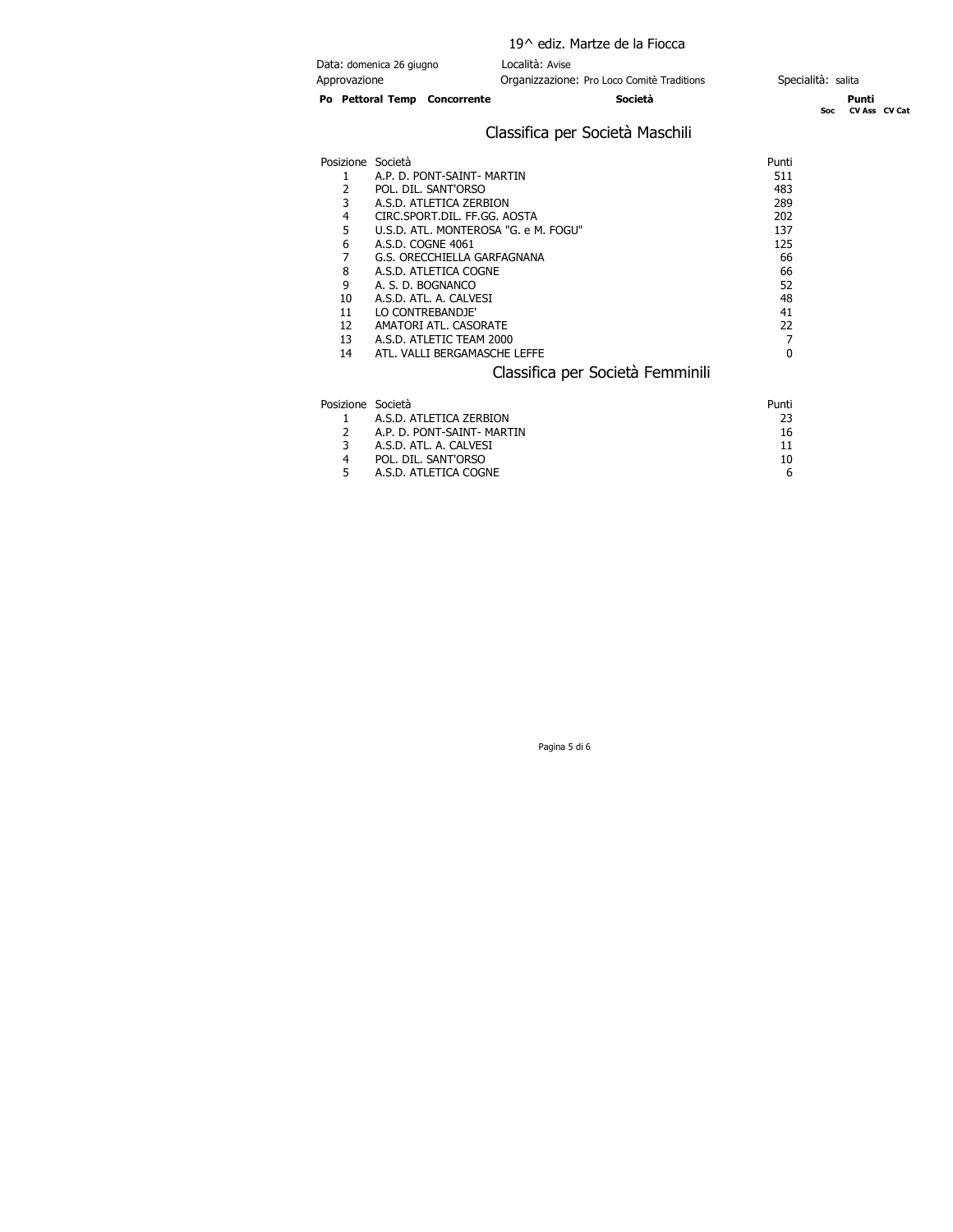19^ ediz. Martze de la Fiocca

| Data: domenica 26 giugno | Località: Avise | |
|---|---|---|
| Approvazione | Organizzazione: Pro Loco Comitè Traditions | Specialità: salita |

| Po | Pettoral | Temp | Concorrente | Società | Punti Soc | CV Ass | CV Cat |
|---|---|---|---|---|---|---|---|

## Classifica per Società Maschili

| Posizione | Società | Punti |
|---|---|---|
| 1 | A.P. D. PONT-SAINT- MARTIN | 511 |
| 2 | POL. DIL. SANT'ORSO | 483 |
| 3 | A.S.D. ATLETICA ZERBION | 289 |
| 4 | CIRC.SPORT.DIL. FF.GG. AOSTA | 202 |
| 5 | U.S.D. ATL. MONTEROSA "G. e M. FOGU" | 137 |
| 6 | A.S.D. COGNE 4061 | 125 |
| 7 | G.S. ORECCHIELLA GARFAGNANA | 66 |
| 8 | A.S.D. ATLETICA COGNE | 66 |
| 9 | A. S. D. BOGNANCO | 52 |
| 10 | A.S.D. ATL. A. CALVESI | 48 |
| 11 | LO CONTREBANDJE' | 41 |
| 12 | AMATORI ATL. CASORATE | 22 |
| 13 | A.S.D. ATLETIC TEAM 2000 | 7 |
| 14 | ATL. VALLI BERGAMASCHE LEFFE | 0 |

## Classifica per Società Femminili

| Posizione | Società | Punti |
|---|---|---|
| 1 | A.S.D. ATLETICA ZERBION | 23 |
| 2 | A.P. D. PONT-SAINT- MARTIN | 16 |
| 3 | A.S.D. ATL. A. CALVESI | 11 |
| 4 | POL. DIL. SANT'ORSO | 10 |
| 5 | A.S.D. ATLETICA COGNE | 6 |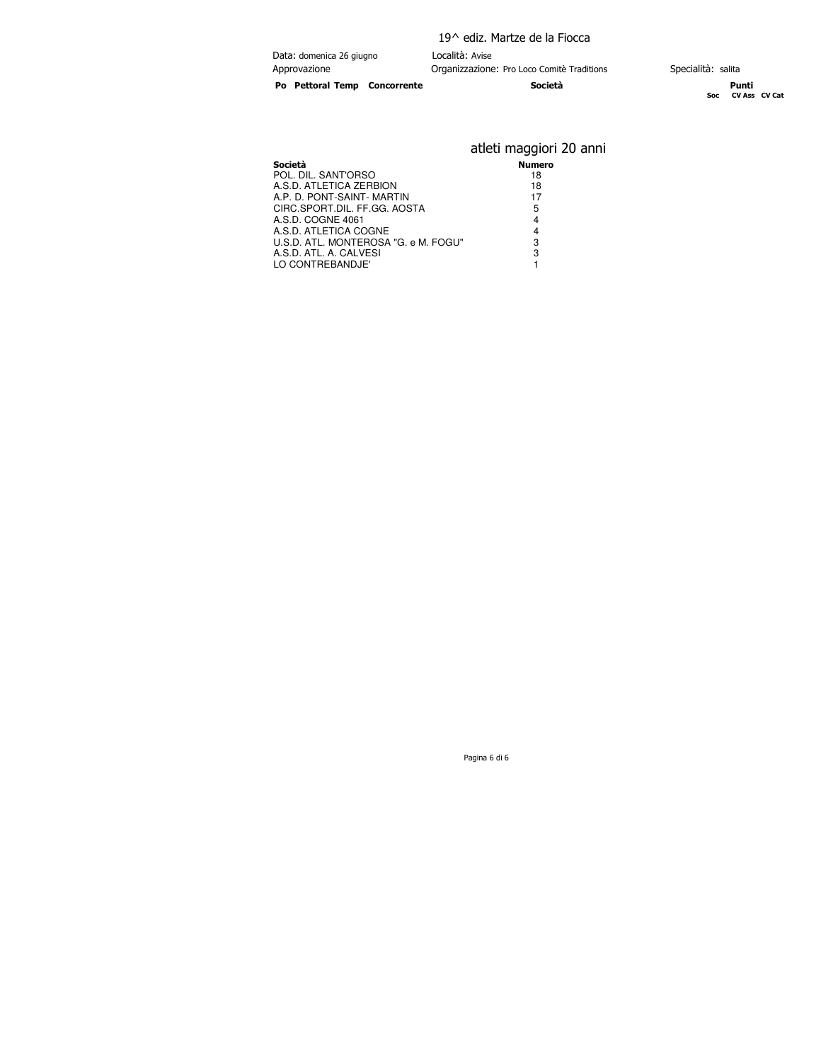19^ ediz. Martze de la Fiocca

Data: domenica 26 giugno | Località: Avise
Approvazione | Organizzazione: Pro Loco Comitè Traditions | Specialità: salita

| Po | Pettoral | Temp | Concorrente | Società | Punti Soc | CV Ass | CV Cat |
|---|---|---|---|---|---|---|---|

## atleti maggiori 20 anni

| Società | Numero |
|---|---|
| POL. DIL. SANT'ORSO | 18 |
| A.S.D. ATLETICA ZERBION | 18 |
| A.P. D. PONT-SAINT- MARTIN | 17 |
| CIRC.SPORT.DIL. FF.GG. AOSTA | 5 |
| A.S.D. COGNE 4061 | 4 |
| A.S.D. ATLETICA COGNE | 4 |
| U.S.D. ATL. MONTEROSA "G. e M. FOGU" | 3 |
| A.S.D. ATL. A. CALVESI | 3 |
| LO CONTREBANDJE' | 1 |